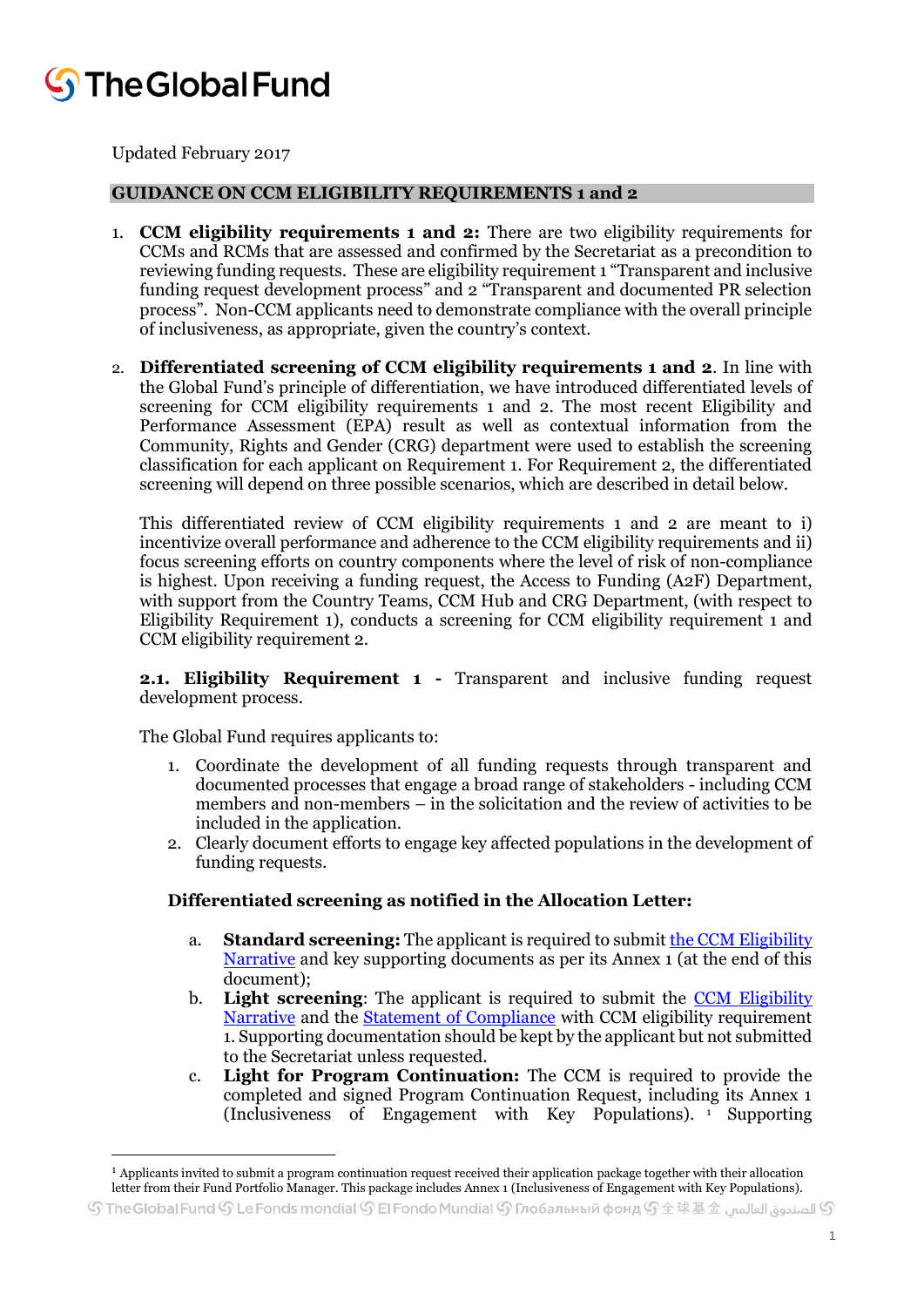# The Global Fund

Updated February 2017

## GUIDANCE ON CCM ELIGIBILITY REQUIREMENTS 1 and 2

1. **CCM eligibility requirements 1 and 2:** There are two eligibility requirements for CCMs and RCMs that are assessed and confirmed by the Secretariat as a precondition to reviewing funding requests. These are eligibility requirement 1 "Transparent and inclusive funding request development process" and 2 "Transparent and documented PR selection process". Non-CCM applicants need to demonstrate compliance with the overall principle of inclusiveness, as appropriate, given the country's context.

2. **Differentiated screening of CCM eligibility requirements 1 and 2**. In line with the Global Fund's principle of differentiation, we have introduced differentiated levels of screening for CCM eligibility requirements 1 and 2. The most recent Eligibility and Performance Assessment (EPA) result as well as contextual information from the Community, Rights and Gender (CRG) department were used to establish the screening classification for each applicant on Requirement 1. For Requirement 2, the differentiated screening will depend on three possible scenarios, which are described in detail below.

   This differentiated review of CCM eligibility requirements 1 and 2 are meant to i) incentivize overall performance and adherence to the CCM eligibility requirements and ii) focus screening efforts on country components where the level of risk of non-compliance is highest. Upon receiving a funding request, the Access to Funding (A2F) Department, with support from the Country Teams, CCM Hub and CRG Department, (with respect to Eligibility Requirement 1), conducts a screening for CCM eligibility requirement 1 and CCM eligibility requirement 2.

   **2.1. Eligibility Requirement 1 -** Transparent and inclusive funding request development process.

   The Global Fund requires applicants to:

   1. Coordinate the development of all funding requests through transparent and documented processes that engage a broad range of stakeholders - including CCM members and non-members – in the solicitation and the review of activities to be included in the application.
   2. Clearly document efforts to engage key affected populations in the development of funding requests.

   **Differentiated screening as notified in the Allocation Letter:**

   a. **Standard screening:** The applicant is required to submit the CCM Eligibility Narrative and key supporting documents as per its Annex 1 (at the end of this document);
   b. **Light screening**: The applicant is required to submit the CCM Eligibility Narrative and the Statement of Compliance with CCM eligibility requirement 1. Supporting documentation should be kept by the applicant but not submitted to the Secretariat unless requested.
   c. **Light for Program Continuation:** The CCM is required to provide the completed and signed Program Continuation Request, including its Annex 1 (Inclusiveness of Engagement with Key Populations).[1] Supporting

[1] Applicants invited to submit a program continuation request received their application package together with their allocation letter from their Fund Portfolio Manager. This package includes Annex 1 (Inclusiveness of Engagement with Key Populations).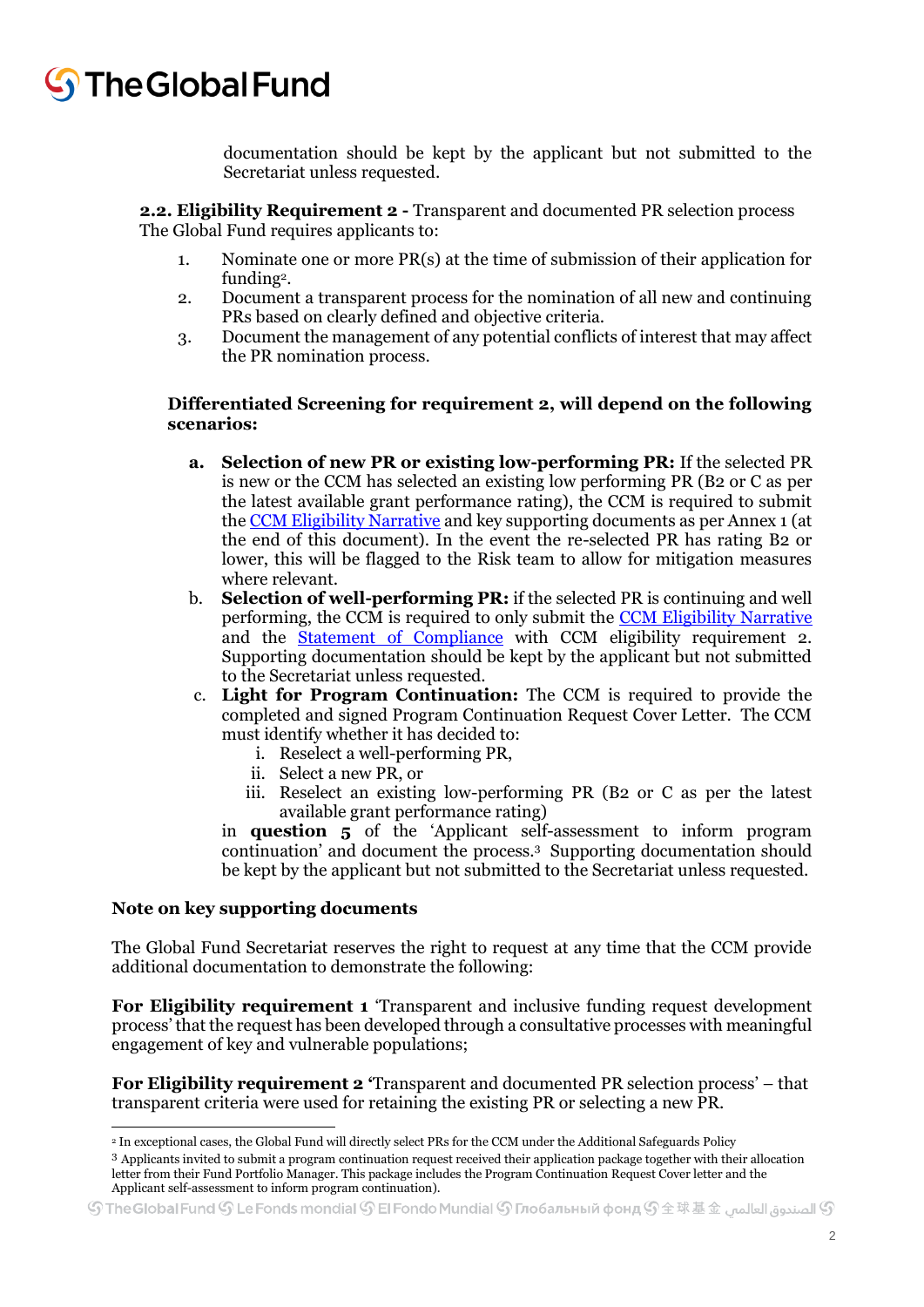documentation should be kept by the applicant but not submitted to the Secretariat unless requested.

**2.2. Eligibility Requirement 2 -** Transparent and documented PR selection process
The Global Fund requires applicants to:

1. Nominate one or more PR(s) at the time of submission of their application for funding[2].
2. Document a transparent process for the nomination of all new and continuing PRs based on clearly defined and objective criteria.
3. Document the management of any potential conflicts of interest that may affect the PR nomination process.

**Differentiated Screening for requirement 2, will depend on the following scenarios:**

- **a. Selection of new PR or existing low-performing PR:** If the selected PR is new or the CCM has selected an existing low performing PR (B2 or C as per the latest available grant performance rating), the CCM is required to submit the CCM Eligibility Narrative and key supporting documents as per Annex 1 (at the end of this document). In the event the re-selected PR has rating B2 or lower, this will be flagged to the Risk team to allow for mitigation measures where relevant.
- b. **Selection of well-performing PR:** if the selected PR is continuing and well performing, the CCM is required to only submit the CCM Eligibility Narrative and the Statement of Compliance with CCM eligibility requirement 2. Supporting documentation should be kept by the applicant but not submitted to the Secretariat unless requested.
- c. **Light for Program Continuation:** The CCM is required to provide the completed and signed Program Continuation Request Cover Letter. The CCM must identify whether it has decided to:
  - i. Reselect a well-performing PR,
  - ii. Select a new PR, or
  - iii. Reselect an existing low-performing PR (B2 or C as per the latest available grant performance rating)

  in **question 5** of the 'Applicant self-assessment to inform program continuation' and document the process.[3] Supporting documentation should be kept by the applicant but not submitted to the Secretariat unless requested.

**Note on key supporting documents**

The Global Fund Secretariat reserves the right to request at any time that the CCM provide additional documentation to demonstrate the following:

**For Eligibility requirement 1** 'Transparent and inclusive funding request development process' that the request has been developed through a consultative processes with meaningful engagement of key and vulnerable populations;

**For Eligibility requirement 2** 'Transparent and documented PR selection process' – that transparent criteria were used for retaining the existing PR or selecting a new PR.

---

[2] In exceptional cases, the Global Fund will directly select PRs for the CCM under the Additional Safeguards Policy

[3] Applicants invited to submit a program continuation request received their application package together with their allocation letter from their Fund Portfolio Manager. This package includes the Program Continuation Request Cover letter and the Applicant self-assessment to inform program continuation).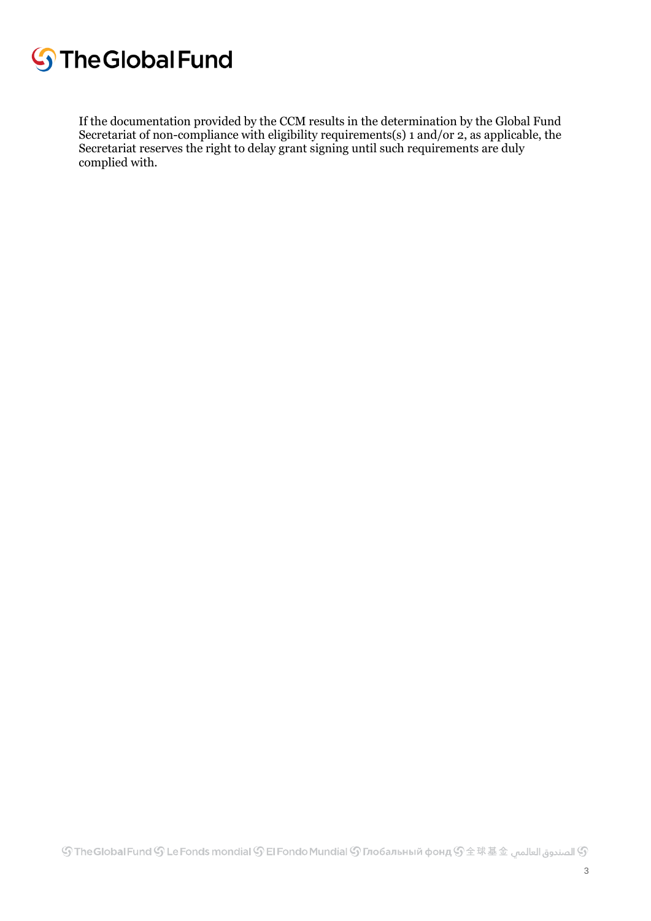If the documentation provided by the CCM results in the determination by the Global Fund Secretariat of non-compliance with eligibility requirements(s) 1 and/or 2, as applicable, the Secretariat reserves the right to delay grant signing until such requirements are duly complied with.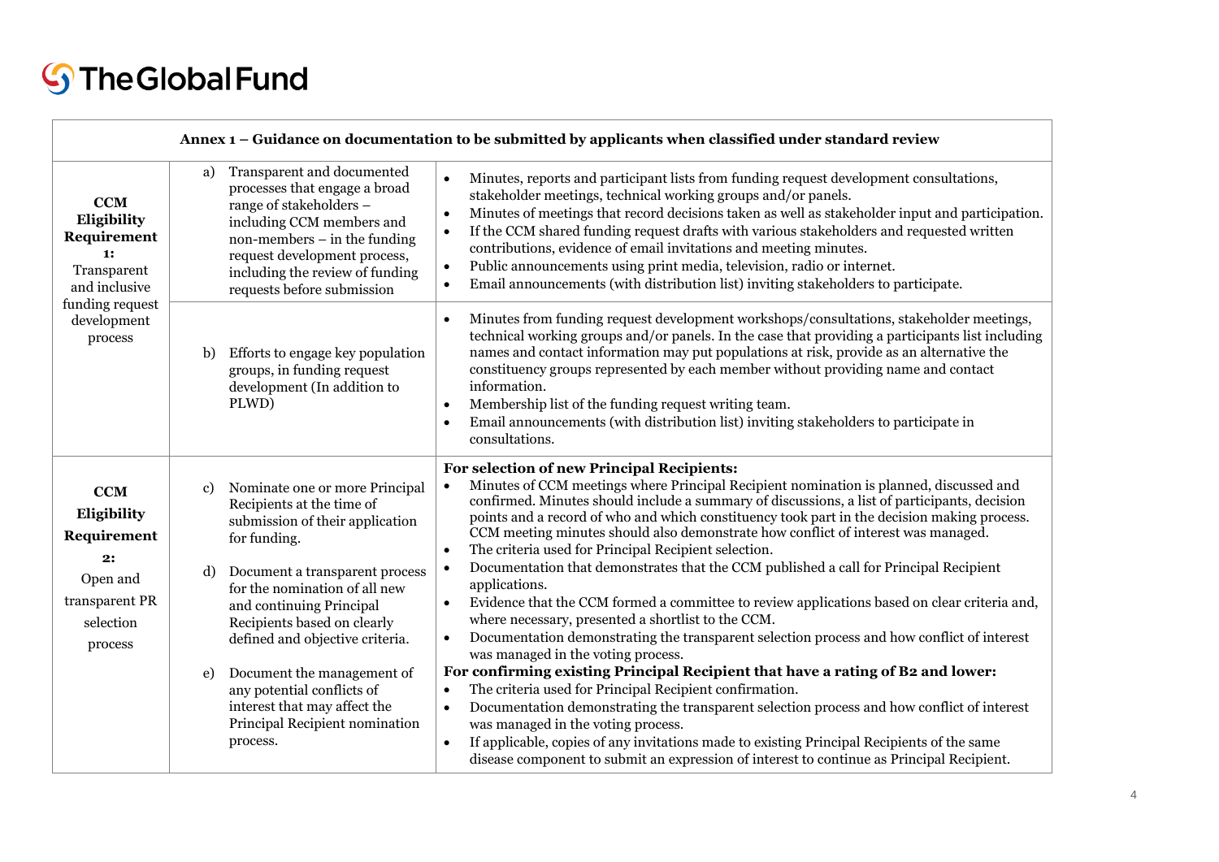The Global Fund

| Annex 1 – Guidance on documentation to be submitted by applicants when classified under standard review | | |
|---|---|---|
| **CCM Eligibility Requirement 1:** Transparent and inclusive funding request development process | a) Transparent and documented processes that engage a broad range of stakeholders – including CCM members and non-members – in the funding request development process, including the review of funding requests before submission | • Minutes, reports and participant lists from funding request development consultations, stakeholder meetings, technical working groups and/or panels.<br>• Minutes of meetings that record decisions taken as well as stakeholder input and participation.<br>• If the CCM shared funding request drafts with various stakeholders and requested written contributions, evidence of email invitations and meeting minutes.<br>• Public announcements using print media, television, radio or internet.<br>• Email announcements (with distribution list) inviting stakeholders to participate. |
| | b) Efforts to engage key population groups, in funding request development (In addition to PLWD) | • Minutes from funding request development workshops/consultations, stakeholder meetings, technical working groups and/or panels. In the case that providing a participants list including names and contact information may put populations at risk, provide as an alternative the constituency groups represented by each member without providing name and contact information.<br>• Membership list of the funding request writing team.<br>• Email announcements (with distribution list) inviting stakeholders to participate in consultations. |
| **CCM Eligibility Requirement 2:** Open and transparent PR selection process | c) Nominate one or more Principal Recipients at the time of submission of their application for funding.<br><br>d) Document a transparent process for the nomination of all new and continuing Principal Recipients based on clearly defined and objective criteria.<br><br>e) Document the management of any potential conflicts of interest that may affect the Principal Recipient nomination process. | **For selection of new Principal Recipients:**<br>• Minutes of CCM meetings where Principal Recipient nomination is planned, discussed and confirmed. Minutes should include a summary of discussions, a list of participants, decision points and a record of who and which constituency took part in the decision making process. CCM meeting minutes should also demonstrate how conflict of interest was managed.<br>• The criteria used for Principal Recipient selection.<br>• Documentation that demonstrates that the CCM published a call for Principal Recipient applications.<br>• Evidence that the CCM formed a committee to review applications based on clear criteria and, where necessary, presented a shortlist to the CCM.<br>• Documentation demonstrating the transparent selection process and how conflict of interest was managed in the voting process.<br>**For confirming existing Principal Recipient that have a rating of B2 and lower:**<br>• The criteria used for Principal Recipient confirmation.<br>• Documentation demonstrating the transparent selection process and how conflict of interest was managed in the voting process.<br>• If applicable, copies of any invitations made to existing Principal Recipients of the same disease component to submit an expression of interest to continue as Principal Recipient. |